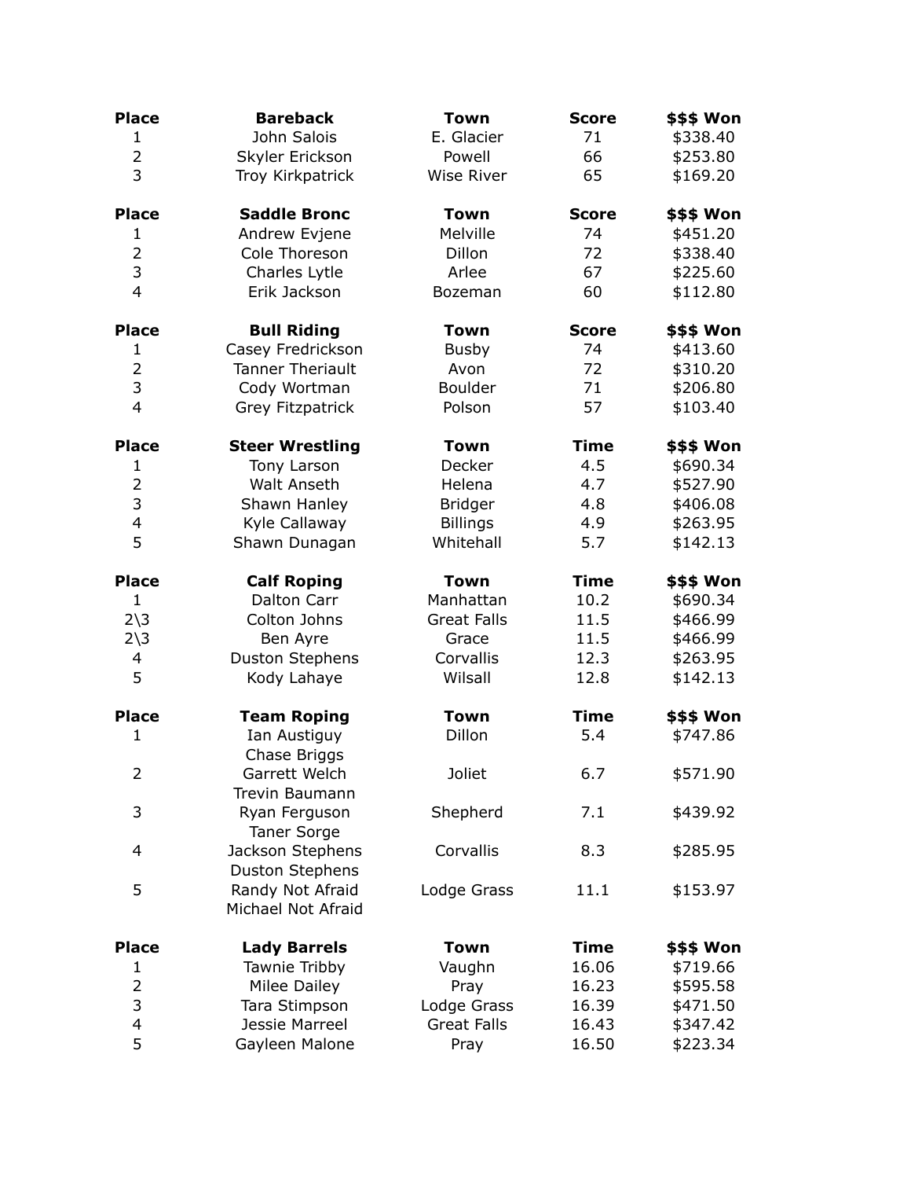| Place | Bareback | Town | Score | $$$ Won |
|---|---|---|---|---|
| 1 | John Salois | E. Glacier | 71 | $338.40 |
| 2 | Skyler Erickson | Powell | 66 | $253.80 |
| 3 | Troy Kirkpatrick | Wise River | 65 | $169.20 |

| Place | Saddle Bronc | Town | Score | $$$ Won |
|---|---|---|---|---|
| 1 | Andrew Evjene | Melville | 74 | $451.20 |
| 2 | Cole Thoreson | Dillon | 72 | $338.40 |
| 3 | Charles Lytle | Arlee | 67 | $225.60 |
| 4 | Erik Jackson | Bozeman | 60 | $112.80 |

| Place | Bull Riding | Town | Score | $$$ Won |
|---|---|---|---|---|
| 1 | Casey Fredrickson | Busby | 74 | $413.60 |
| 2 | Tanner Theriault | Avon | 72 | $310.20 |
| 3 | Cody Wortman | Boulder | 71 | $206.80 |
| 4 | Grey Fitzpatrick | Polson | 57 | $103.40 |

| Place | Steer Wrestling | Town | Time | $$$ Won |
|---|---|---|---|---|
| 1 | Tony Larson | Decker | 4.5 | $690.34 |
| 2 | Walt Anseth | Helena | 4.7 | $527.90 |
| 3 | Shawn Hanley | Bridger | 4.8 | $406.08 |
| 4 | Kyle Callaway | Billings | 4.9 | $263.95 |
| 5 | Shawn Dunagan | Whitehall | 5.7 | $142.13 |

| Place | Calf Roping | Town | Time | $$$ Won |
|---|---|---|---|---|
| 1 | Dalton Carr | Manhattan | 10.2 | $690.34 |
| 2\3 | Colton Johns | Great Falls | 11.5 | $466.99 |
| 2\3 | Ben Ayre | Grace | 11.5 | $466.99 |
| 4 | Duston Stephens | Corvallis | 12.3 | $263.95 |
| 5 | Kody Lahaye | Wilsall | 12.8 | $142.13 |

| Place | Team Roping | Town | Time | $$$ Won |
|---|---|---|---|---|
| 1 | Ian Austiguy<br>Chase Briggs | Dillon | 5.4 | $747.86 |
| 2 | Garrett Welch<br>Trevin Baumann | Joliet | 6.7 | $571.90 |
| 3 | Ryan Ferguson<br>Taner Sorge | Shepherd | 7.1 | $439.92 |
| 4 | Jackson Stephens<br>Duston Stephens | Corvallis | 8.3 | $285.95 |
| 5 | Randy Not Afraid<br>Michael Not Afraid | Lodge Grass | 11.1 | $153.97 |

| Place | Lady Barrels | Town | Time | $$$ Won |
|---|---|---|---|---|
| 1 | Tawnie Tribby | Vaughn | 16.06 | $719.66 |
| 2 | Milee Dailey | Pray | 16.23 | $595.58 |
| 3 | Tara Stimpson | Lodge Grass | 16.39 | $471.50 |
| 4 | Jessie Marreel | Great Falls | 16.43 | $347.42 |
| 5 | Gayleen Malone | Pray | 16.50 | $223.34 |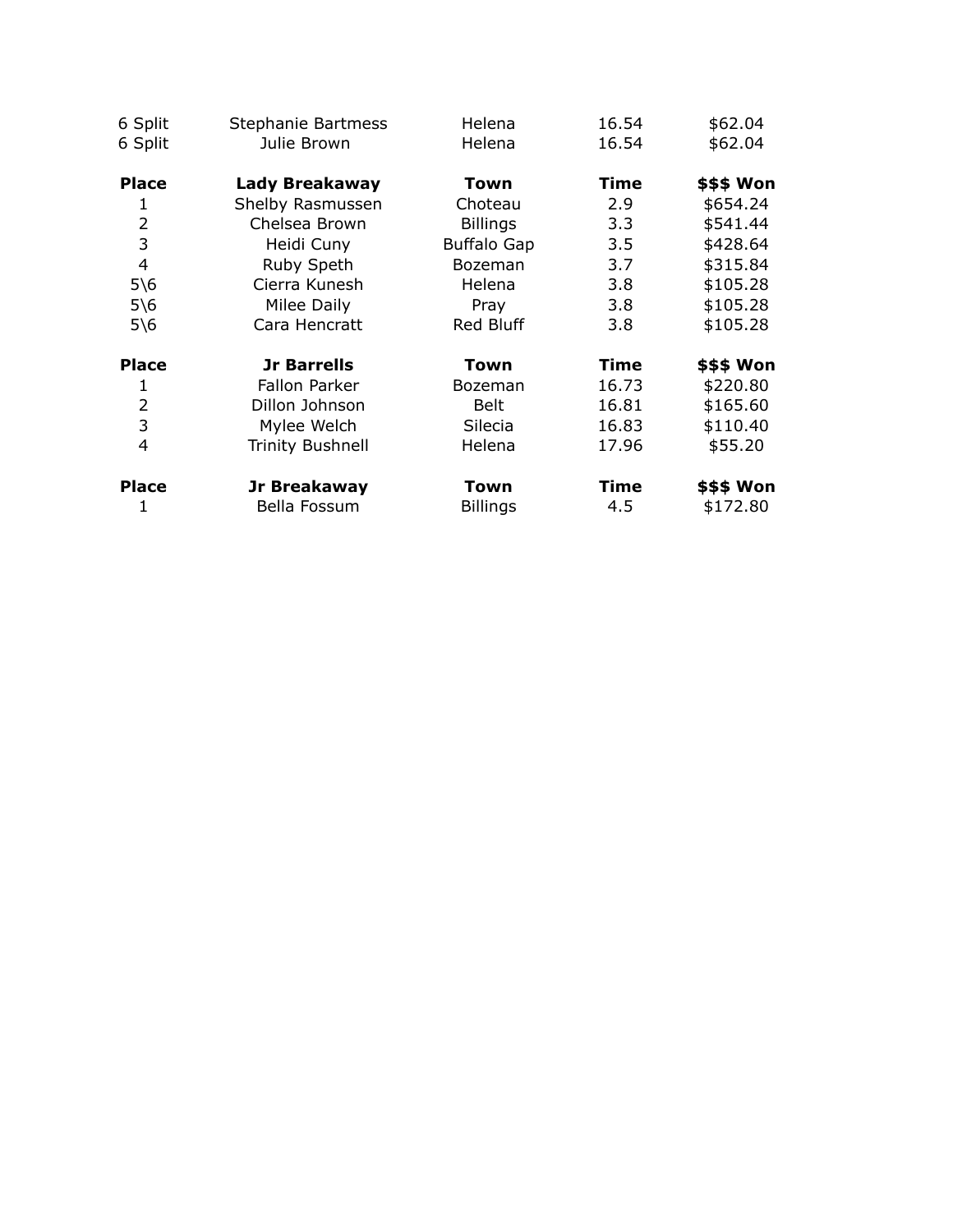| | | | | |
|---|---|---|---|---|
| 6 Split | Stephanie Bartmess | Helena | 16.54 | $62.04 |
| 6 Split | Julie Brown | Helena | 16.54 | $62.04 |

| Place | Lady Breakaway | Town | Time | $$$ Won |
|---|---|---|---|---|
| 1 | Shelby Rasmussen | Choteau | 2.9 | $654.24 |
| 2 | Chelsea Brown | Billings | 3.3 | $541.44 |
| 3 | Heidi Cuny | Buffalo Gap | 3.5 | $428.64 |
| 4 | Ruby Speth | Bozeman | 3.7 | $315.84 |
| 5\6 | Cierra Kunesh | Helena | 3.8 | $105.28 |
| 5\6 | Milee Daily | Pray | 3.8 | $105.28 |
| 5\6 | Cara Hencratt | Red Bluff | 3.8 | $105.28 |

| Place | Jr Barrells | Town | Time | $$$ Won |
|---|---|---|---|---|
| 1 | Fallon Parker | Bozeman | 16.73 | $220.80 |
| 2 | Dillon Johnson | Belt | 16.81 | $165.60 |
| 3 | Mylee Welch | Silecia | 16.83 | $110.40 |
| 4 | Trinity Bushnell | Helena | 17.96 | $55.20 |

| Place | Jr Breakaway | Town | Time | $$$ Won |
|---|---|---|---|---|
| 1 | Bella Fossum | Billings | 4.5 | $172.80 |